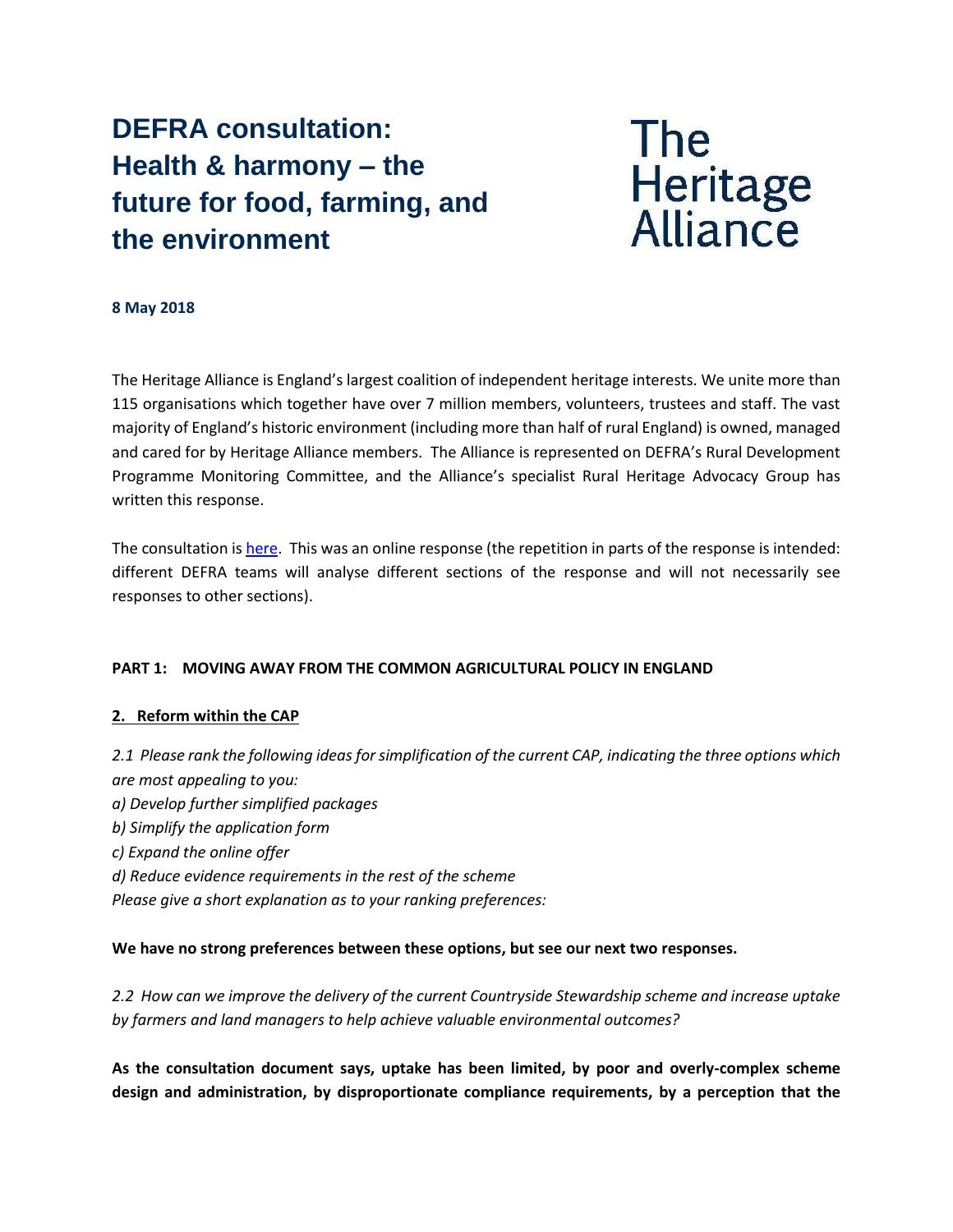# DEFRA consultation: Health & harmony – the future for food, farming, and the environment

The Heritage Alliance

**8 May 2018**

The Heritage Alliance is England's largest coalition of independent heritage interests. We unite more than 115 organisations which together have over 7 million members, volunteers, trustees and staff. The vast majority of England's historic environment (including more than half of rural England) is owned, managed and cared for by Heritage Alliance members. The Alliance is represented on DEFRA's Rural Development Programme Monitoring Committee, and the Alliance's specialist Rural Heritage Advocacy Group has written this response.

The consultation is [here](). This was an online response (the repetition in parts of the response is intended: different DEFRA teams will analyse different sections of the response and will not necessarily see responses to other sections).

## PART 1: MOVING AWAY FROM THE COMMON AGRICULTURAL POLICY IN ENGLAND

### 2. Reform within the CAP

*2.1 Please rank the following ideas for simplification of the current CAP, indicating the three options which are most appealing to you:*
*a) Develop further simplified packages*
*b) Simplify the application form*
*c) Expand the online offer*
*d) Reduce evidence requirements in the rest of the scheme*
*Please give a short explanation as to your ranking preferences:*

**We have no strong preferences between these options, but see our next two responses.**

*2.2 How can we improve the delivery of the current Countryside Stewardship scheme and increase uptake by farmers and land managers to help achieve valuable environmental outcomes?*

**As the consultation document says, uptake has been limited, by poor and overly-complex scheme design and administration, by disproportionate compliance requirements, by a perception that the**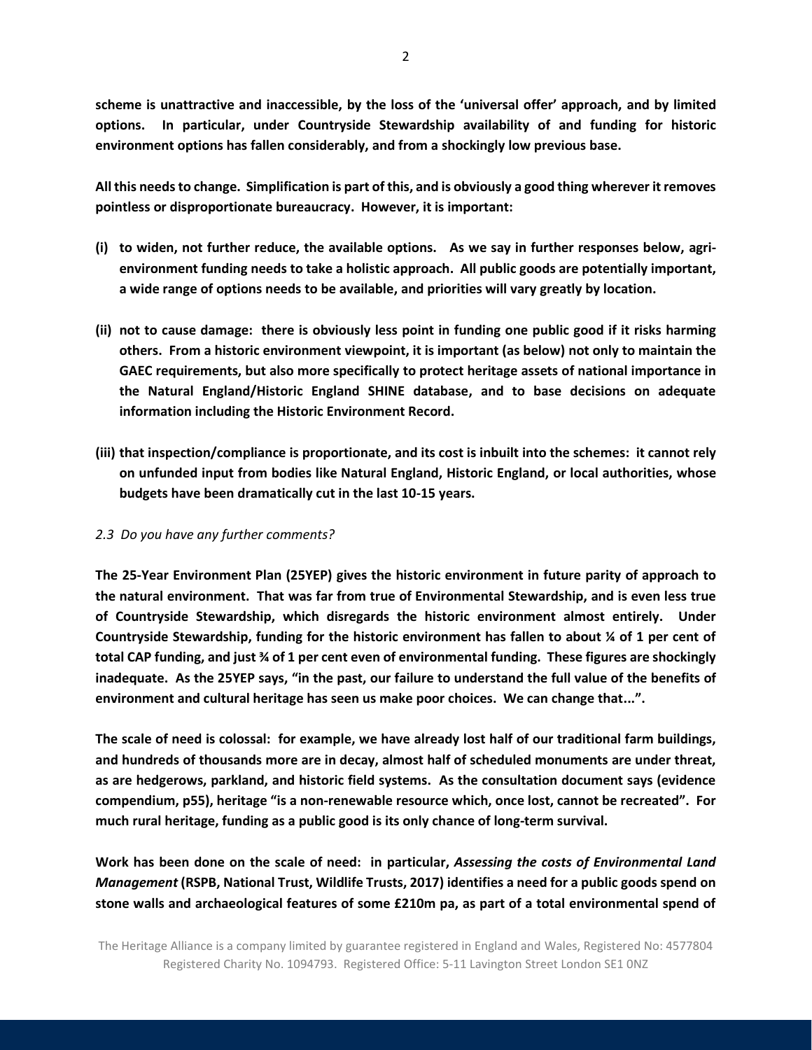**scheme is unattractive and inaccessible, by the loss of the 'universal offer' approach, and by limited options. In particular, under Countryside Stewardship availability of and funding for historic environment options has fallen considerably, and from a shockingly low previous base.**

**All this needs to change. Simplification is part of this, and is obviously a good thing wherever it removes pointless or disproportionate bureaucracy. However, it is important:**

**(i) to widen, not further reduce, the available options. As we say in further responses below, agri-environment funding needs to take a holistic approach. All public goods are potentially important, a wide range of options needs to be available, and priorities will vary greatly by location.**

**(ii) not to cause damage: there is obviously less point in funding one public good if it risks harming others. From a historic environment viewpoint, it is important (as below) not only to maintain the GAEC requirements, but also more specifically to protect heritage assets of national importance in the Natural England/Historic England SHINE database, and to base decisions on adequate information including the Historic Environment Record.**

**(iii) that inspection/compliance is proportionate, and its cost is inbuilt into the schemes: it cannot rely on unfunded input from bodies like Natural England, Historic England, or local authorities, whose budgets have been dramatically cut in the last 10-15 years.**

*2.3 Do you have any further comments?*

**The 25-Year Environment Plan (25YEP) gives the historic environment in future parity of approach to the natural environment. That was far from true of Environmental Stewardship, and is even less true of Countryside Stewardship, which disregards the historic environment almost entirely. Under Countryside Stewardship, funding for the historic environment has fallen to about ¼ of 1 per cent of total CAP funding, and just ¾ of 1 per cent even of environmental funding. These figures are shockingly inadequate. As the 25YEP says, "in the past, our failure to understand the full value of the benefits of environment and cultural heritage has seen us make poor choices. We can change that...".**

**The scale of need is colossal: for example, we have already lost half of our traditional farm buildings, and hundreds of thousands more are in decay, almost half of scheduled monuments are under threat, as are hedgerows, parkland, and historic field systems. As the consultation document says (evidence compendium, p55), heritage "is a non-renewable resource which, once lost, cannot be recreated". For much rural heritage, funding as a public good is its only chance of long-term survival.**

**Work has been done on the scale of need: in particular, *Assessing the costs of Environmental Land Management* (RSPB, National Trust, Wildlife Trusts, 2017) identifies a need for a public goods spend on stone walls and archaeological features of some £210m pa, as part of a total environmental spend of**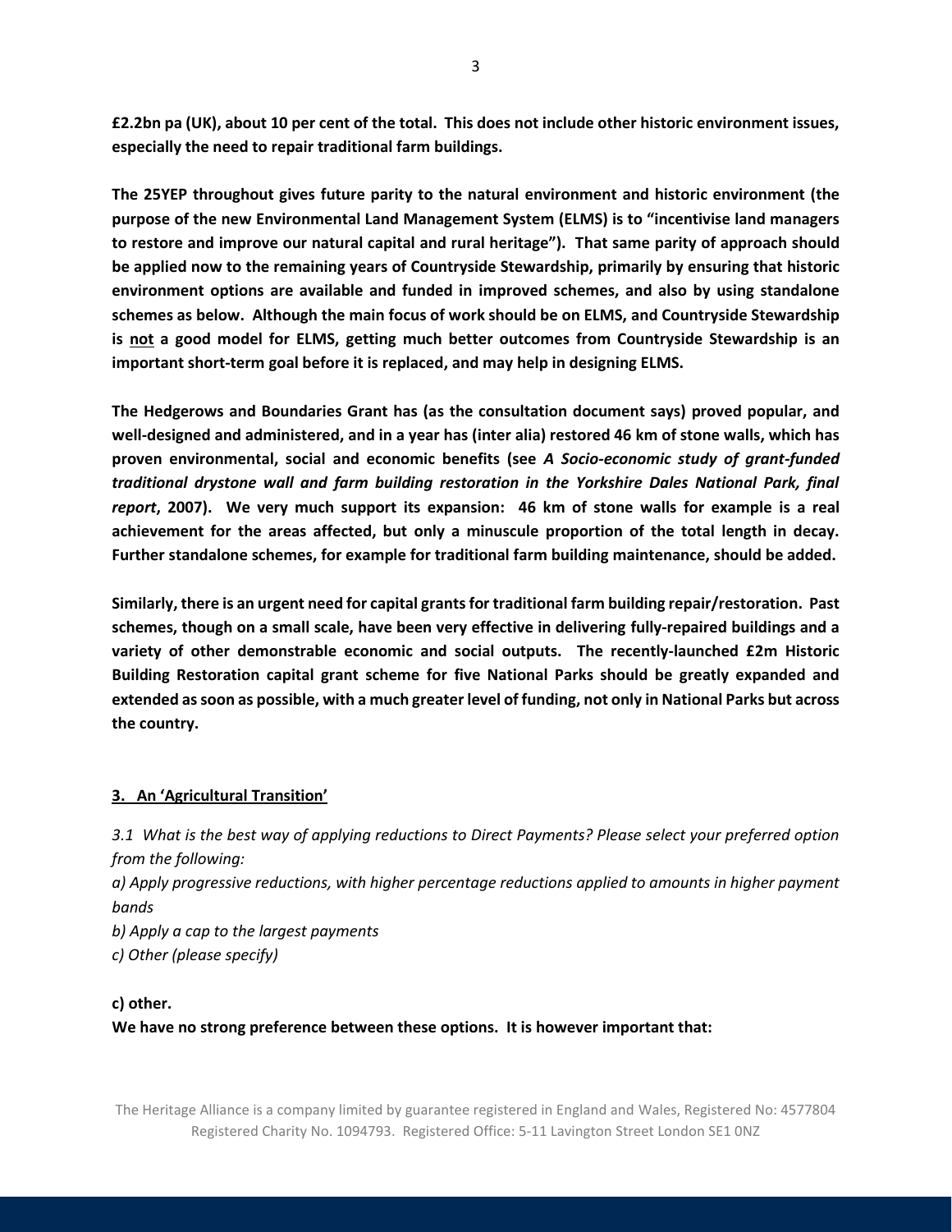**£2.2bn pa (UK), about 10 per cent of the total. This does not include other historic environment issues, especially the need to repair traditional farm buildings.**

**The 25YEP throughout gives future parity to the natural environment and historic environment (the purpose of the new Environmental Land Management System (ELMS) is to "incentivise land managers to restore and improve our natural capital and rural heritage"). That same parity of approach should be applied now to the remaining years of Countryside Stewardship, primarily by ensuring that historic environment options are available and funded in improved schemes, and also by using standalone schemes as below. Although the main focus of work should be on ELMS, and Countryside Stewardship is <u>not</u> a good model for ELMS, getting much better outcomes from Countryside Stewardship is an important short-term goal before it is replaced, and may help in designing ELMS.**

**The Hedgerows and Boundaries Grant has (as the consultation document says) proved popular, and well-designed and administered, and in a year has (inter alia) restored 46 km of stone walls, which has proven environmental, social and economic benefits (see *A Socio-economic study of grant-funded traditional drystone wall and farm building restoration in the Yorkshire Dales National Park, final report*, 2007). We very much support its expansion: 46 km of stone walls for example is a real achievement for the areas affected, but only a minuscule proportion of the total length in decay. Further standalone schemes, for example for traditional farm building maintenance, should be added.**

**Similarly, there is an urgent need for capital grants for traditional farm building repair/restoration. Past schemes, though on a small scale, have been very effective in delivering fully-repaired buildings and a variety of other demonstrable economic and social outputs. The recently-launched £2m Historic Building Restoration capital grant scheme for five National Parks should be greatly expanded and extended as soon as possible, with a much greater level of funding, not only in National Parks but across the country.**

## <u>3. An 'Agricultural Transition'</u>

*3.1 What is the best way of applying reductions to Direct Payments? Please select your preferred option from the following:*

*a) Apply progressive reductions, with higher percentage reductions applied to amounts in higher payment bands*

*b) Apply a cap to the largest payments*

*c) Other (please specify)*

**c) other.**

**We have no strong preference between these options. It is however important that:**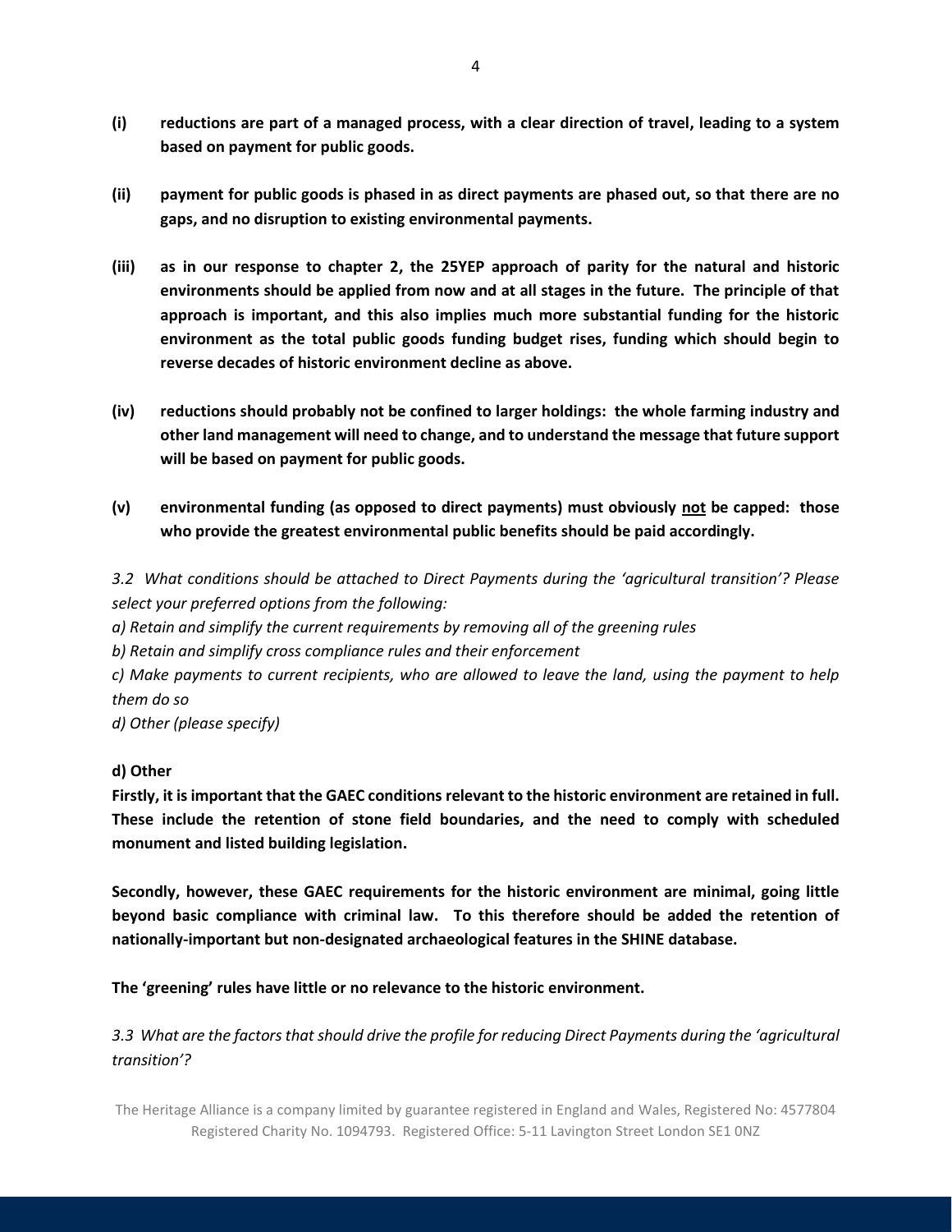**(i) reductions are part of a managed process, with a clear direction of travel, leading to a system based on payment for public goods.**

**(ii) payment for public goods is phased in as direct payments are phased out, so that there are no gaps, and no disruption to existing environmental payments.**

**(iii) as in our response to chapter 2, the 25YEP approach of parity for the natural and historic environments should be applied from now and at all stages in the future. The principle of that approach is important, and this also implies much more substantial funding for the historic environment as the total public goods funding budget rises, funding which should begin to reverse decades of historic environment decline as above.**

**(iv) reductions should probably not be confined to larger holdings: the whole farming industry and other land management will need to change, and to understand the message that future support will be based on payment for public goods.**

**(v) environmental funding (as opposed to direct payments) must obviously <u>not</u> be capped: those who provide the greatest environmental public benefits should be paid accordingly.**

*3.2 What conditions should be attached to Direct Payments during the 'agricultural transition'? Please select your preferred options from the following:*

*a) Retain and simplify the current requirements by removing all of the greening rules*

*b) Retain and simplify cross compliance rules and their enforcement*

*c) Make payments to current recipients, who are allowed to leave the land, using the payment to help them do so*

*d) Other (please specify)*

**d) Other**

**Firstly, it is important that the GAEC conditions relevant to the historic environment are retained in full. These include the retention of stone field boundaries, and the need to comply with scheduled monument and listed building legislation.**

**Secondly, however, these GAEC requirements for the historic environment are minimal, going little beyond basic compliance with criminal law. To this therefore should be added the retention of nationally-important but non-designated archaeological features in the SHINE database.**

**The 'greening' rules have little or no relevance to the historic environment.**

*3.3 What are the factors that should drive the profile for reducing Direct Payments during the 'agricultural transition'?*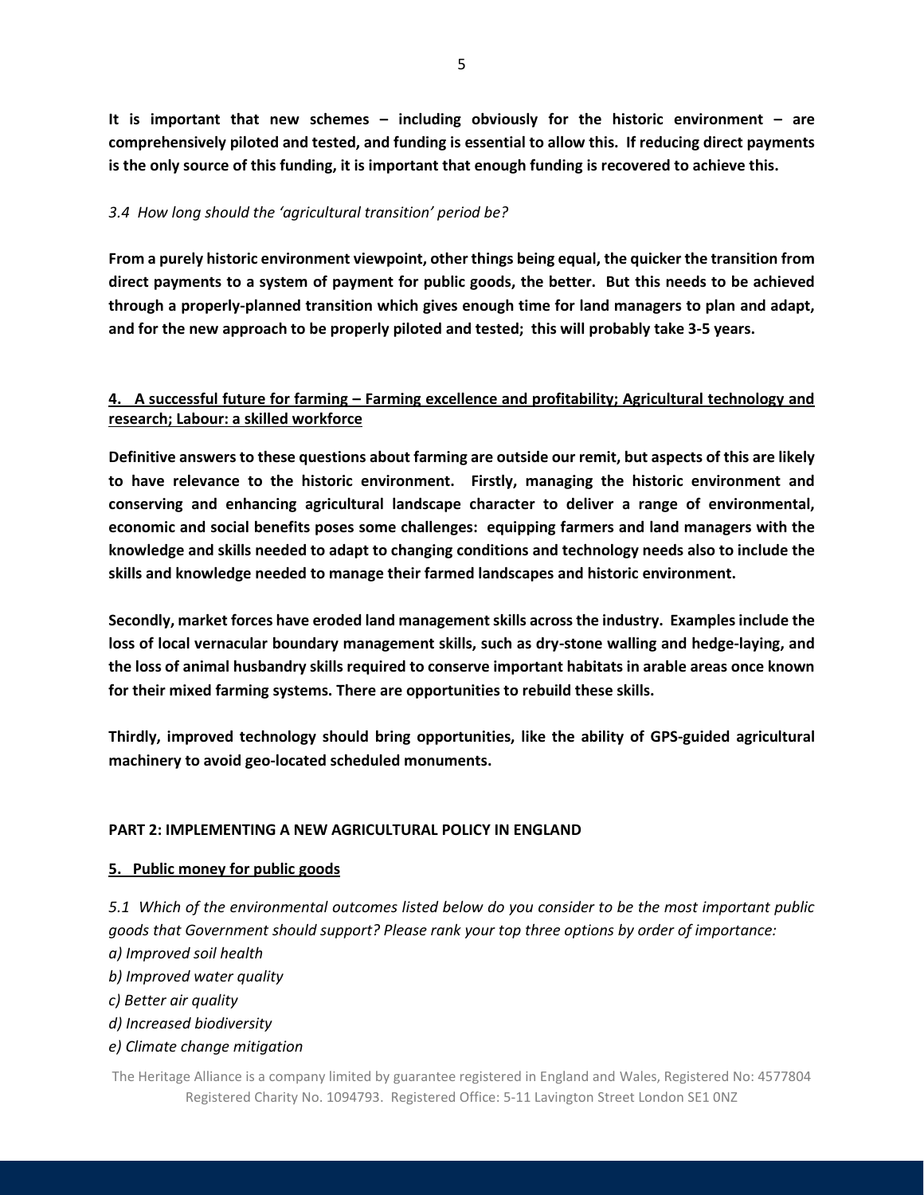**It is important that new schemes – including obviously for the historic environment – are comprehensively piloted and tested, and funding is essential to allow this. If reducing direct payments is the only source of this funding, it is important that enough funding is recovered to achieve this.**

*3.4 How long should the 'agricultural transition' period be?*

**From a purely historic environment viewpoint, other things being equal, the quicker the transition from direct payments to a system of payment for public goods, the better. But this needs to be achieved through a properly-planned transition which gives enough time for land managers to plan and adapt, and for the new approach to be properly piloted and tested; this will probably take 3-5 years.**

## <u>4. A successful future for farming – Farming excellence and profitability; Agricultural technology and research; Labour: a skilled workforce</u>

**Definitive answers to these questions about farming are outside our remit, but aspects of this are likely to have relevance to the historic environment. Firstly, managing the historic environment and conserving and enhancing agricultural landscape character to deliver a range of environmental, economic and social benefits poses some challenges: equipping farmers and land managers with the knowledge and skills needed to adapt to changing conditions and technology needs also to include the skills and knowledge needed to manage their farmed landscapes and historic environment.**

**Secondly, market forces have eroded land management skills across the industry. Examples include the loss of local vernacular boundary management skills, such as dry-stone walling and hedge-laying, and the loss of animal husbandry skills required to conserve important habitats in arable areas once known for their mixed farming systems. There are opportunities to rebuild these skills.**

**Thirdly, improved technology should bring opportunities, like the ability of GPS-guided agricultural machinery to avoid geo-located scheduled monuments.**

# PART 2: IMPLEMENTING A NEW AGRICULTURAL POLICY IN ENGLAND

## <u>5. Public money for public goods</u>

*5.1 Which of the environmental outcomes listed below do you consider to be the most important public goods that Government should support? Please rank your top three options by order of importance:*

*a) Improved soil health*
*b) Improved water quality*
*c) Better air quality*
*d) Increased biodiversity*
*e) Climate change mitigation*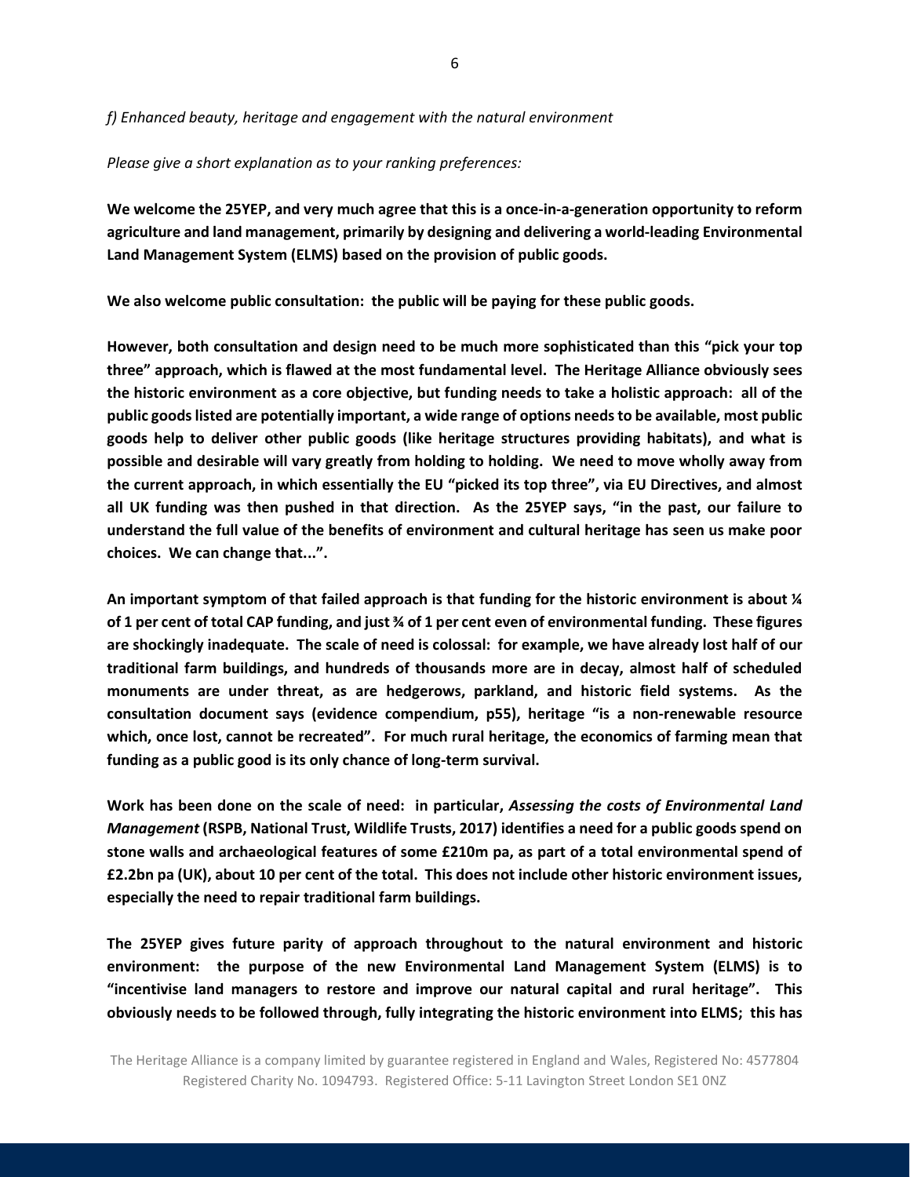*f) Enhanced beauty, heritage and engagement with the natural environment*

*Please give a short explanation as to your ranking preferences:*

**We welcome the 25YEP, and very much agree that this is a once-in-a-generation opportunity to reform agriculture and land management, primarily by designing and delivering a world-leading Environmental Land Management System (ELMS) based on the provision of public goods.**

**We also welcome public consultation: the public will be paying for these public goods.**

**However, both consultation and design need to be much more sophisticated than this "pick your top three" approach, which is flawed at the most fundamental level. The Heritage Alliance obviously sees the historic environment as a core objective, but funding needs to take a holistic approach: all of the public goods listed are potentially important, a wide range of options needs to be available, most public goods help to deliver other public goods (like heritage structures providing habitats), and what is possible and desirable will vary greatly from holding to holding. We need to move wholly away from the current approach, in which essentially the EU "picked its top three", via EU Directives, and almost all UK funding was then pushed in that direction. As the 25YEP says, "in the past, our failure to understand the full value of the benefits of environment and cultural heritage has seen us make poor choices. We can change that...".**

**An important symptom of that failed approach is that funding for the historic environment is about ¼ of 1 per cent of total CAP funding, and just ¾ of 1 per cent even of environmental funding. These figures are shockingly inadequate. The scale of need is colossal: for example, we have already lost half of our traditional farm buildings, and hundreds of thousands more are in decay, almost half of scheduled monuments are under threat, as are hedgerows, parkland, and historic field systems. As the consultation document says (evidence compendium, p55), heritage "is a non-renewable resource which, once lost, cannot be recreated". For much rural heritage, the economics of farming mean that funding as a public good is its only chance of long-term survival.**

**Work has been done on the scale of need: in particular, *Assessing the costs of Environmental Land Management* (RSPB, National Trust, Wildlife Trusts, 2017) identifies a need for a public goods spend on stone walls and archaeological features of some £210m pa, as part of a total environmental spend of £2.2bn pa (UK), about 10 per cent of the total. This does not include other historic environment issues, especially the need to repair traditional farm buildings.**

**The 25YEP gives future parity of approach throughout to the natural environment and historic environment: the purpose of the new Environmental Land Management System (ELMS) is to "incentivise land managers to restore and improve our natural capital and rural heritage". This obviously needs to be followed through, fully integrating the historic environment into ELMS; this has**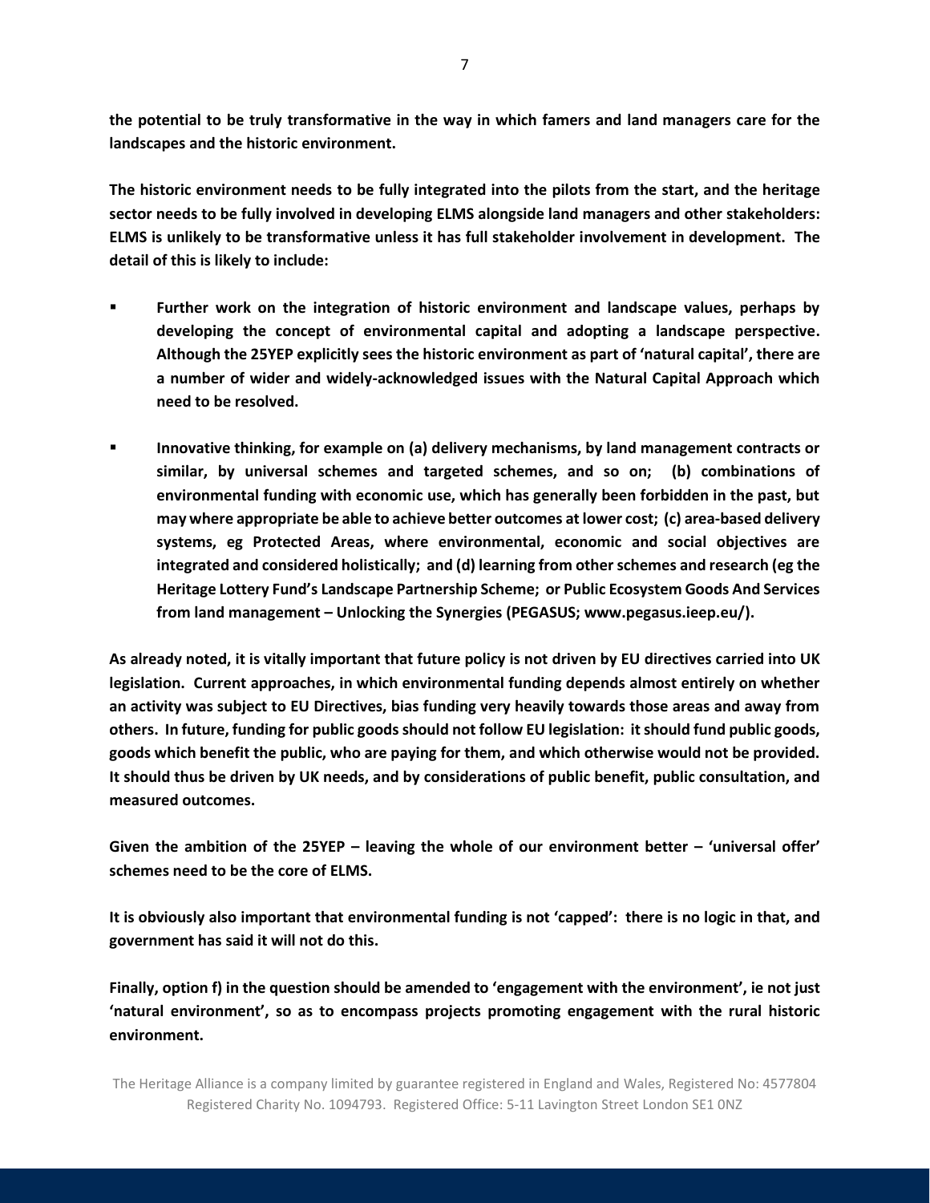**the potential to be truly transformative in the way in which famers and land managers care for the landscapes and the historic environment.**

**The historic environment needs to be fully integrated into the pilots from the start, and the heritage sector needs to be fully involved in developing ELMS alongside land managers and other stakeholders: ELMS is unlikely to be transformative unless it has full stakeholder involvement in development. The detail of this is likely to include:**

- **Further work on the integration of historic environment and landscape values, perhaps by developing the concept of environmental capital and adopting a landscape perspective. Although the 25YEP explicitly sees the historic environment as part of 'natural capital', there are a number of wider and widely-acknowledged issues with the Natural Capital Approach which need to be resolved.**
- **Innovative thinking, for example on (a) delivery mechanisms, by land management contracts or similar, by universal schemes and targeted schemes, and so on; (b) combinations of environmental funding with economic use, which has generally been forbidden in the past, but may where appropriate be able to achieve better outcomes at lower cost; (c) area-based delivery systems, eg Protected Areas, where environmental, economic and social objectives are integrated and considered holistically; and (d) learning from other schemes and research (eg the Heritage Lottery Fund's Landscape Partnership Scheme; or Public Ecosystem Goods And Services from land management – Unlocking the Synergies (PEGASUS; www.pegasus.ieep.eu/).**

**As already noted, it is vitally important that future policy is not driven by EU directives carried into UK legislation. Current approaches, in which environmental funding depends almost entirely on whether an activity was subject to EU Directives, bias funding very heavily towards those areas and away from others. In future, funding for public goods should not follow EU legislation: it should fund public goods, goods which benefit the public, who are paying for them, and which otherwise would not be provided. It should thus be driven by UK needs, and by considerations of public benefit, public consultation, and measured outcomes.**

**Given the ambition of the 25YEP – leaving the whole of our environment better – 'universal offer' schemes need to be the core of ELMS.**

**It is obviously also important that environmental funding is not 'capped': there is no logic in that, and government has said it will not do this.**

**Finally, option f) in the question should be amended to 'engagement with the environment', ie not just 'natural environment', so as to encompass projects promoting engagement with the rural historic environment.**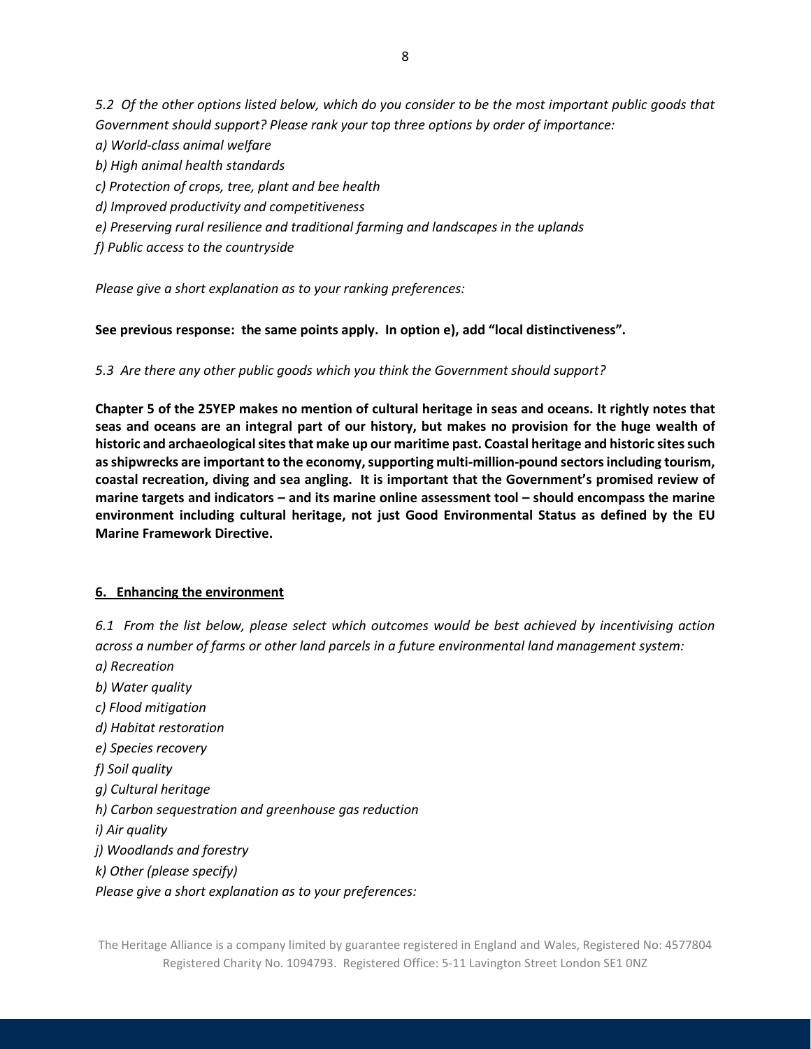*5.2 Of the other options listed below, which do you consider to be the most important public goods that Government should support? Please rank your top three options by order of importance:*

*a) World-class animal welfare*

*b) High animal health standards*

*c) Protection of crops, tree, plant and bee health*

*d) Improved productivity and competitiveness*

*e) Preserving rural resilience and traditional farming and landscapes in the uplands*

*f) Public access to the countryside*

*Please give a short explanation as to your ranking preferences:*

**See previous response: the same points apply. In option e), add "local distinctiveness".**

*5.3 Are there any other public goods which you think the Government should support?*

**Chapter 5 of the 25YEP makes no mention of cultural heritage in seas and oceans. It rightly notes that seas and oceans are an integral part of our history, but makes no provision for the huge wealth of historic and archaeological sites that make up our maritime past. Coastal heritage and historic sites such as shipwrecks are important to the economy, supporting multi-million-pound sectors including tourism, coastal recreation, diving and sea angling. It is important that the Government's promised review of marine targets and indicators – and its marine online assessment tool – should encompass the marine environment including cultural heritage, not just Good Environmental Status as defined by the EU Marine Framework Directive.**

## 6. Enhancing the environment

*6.1 From the list below, please select which outcomes would be best achieved by incentivising action across a number of farms or other land parcels in a future environmental land management system:*

*a) Recreation*

*b) Water quality*

*c) Flood mitigation*

*d) Habitat restoration*

*e) Species recovery*

*f) Soil quality*

*g) Cultural heritage*

*h) Carbon sequestration and greenhouse gas reduction*

*i) Air quality*

*j) Woodlands and forestry*

*k) Other (please specify)*

*Please give a short explanation as to your preferences:*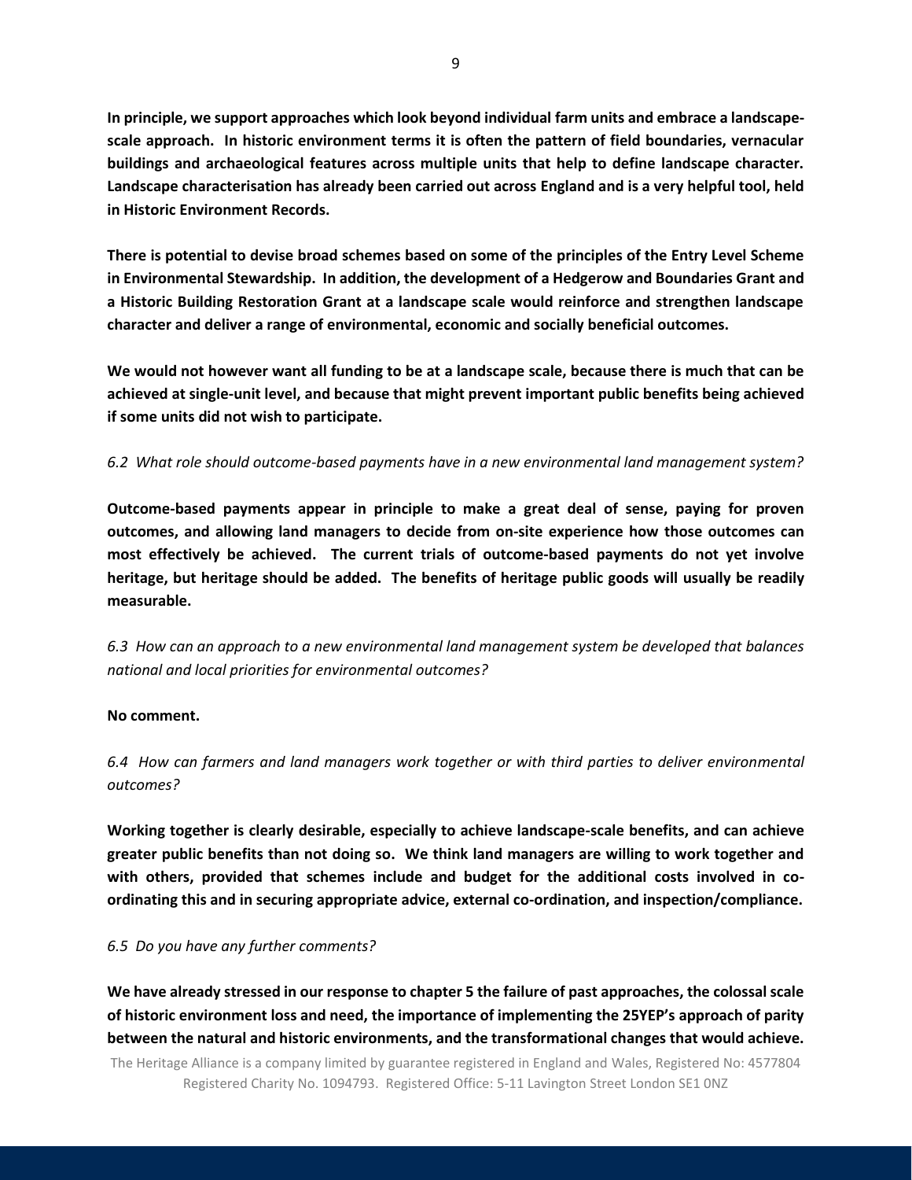**In principle, we support approaches which look beyond individual farm units and embrace a landscape-scale approach. In historic environment terms it is often the pattern of field boundaries, vernacular buildings and archaeological features across multiple units that help to define landscape character. Landscape characterisation has already been carried out across England and is a very helpful tool, held in Historic Environment Records.**

**There is potential to devise broad schemes based on some of the principles of the Entry Level Scheme in Environmental Stewardship. In addition, the development of a Hedgerow and Boundaries Grant and a Historic Building Restoration Grant at a landscape scale would reinforce and strengthen landscape character and deliver a range of environmental, economic and socially beneficial outcomes.**

**We would not however want all funding to be at a landscape scale, because there is much that can be achieved at single-unit level, and because that might prevent important public benefits being achieved if some units did not wish to participate.**

*6.2 What role should outcome-based payments have in a new environmental land management system?*

**Outcome-based payments appear in principle to make a great deal of sense, paying for proven outcomes, and allowing land managers to decide from on-site experience how those outcomes can most effectively be achieved. The current trials of outcome-based payments do not yet involve heritage, but heritage should be added. The benefits of heritage public goods will usually be readily measurable.**

*6.3 How can an approach to a new environmental land management system be developed that balances national and local priorities for environmental outcomes?*

**No comment.**

*6.4 How can farmers and land managers work together or with third parties to deliver environmental outcomes?*

**Working together is clearly desirable, especially to achieve landscape-scale benefits, and can achieve greater public benefits than not doing so. We think land managers are willing to work together and with others, provided that schemes include and budget for the additional costs involved in co-ordinating this and in securing appropriate advice, external co-ordination, and inspection/compliance.**

*6.5 Do you have any further comments?*

**We have already stressed in our response to chapter 5 the failure of past approaches, the colossal scale of historic environment loss and need, the importance of implementing the 25YEP's approach of parity between the natural and historic environments, and the transformational changes that would achieve.**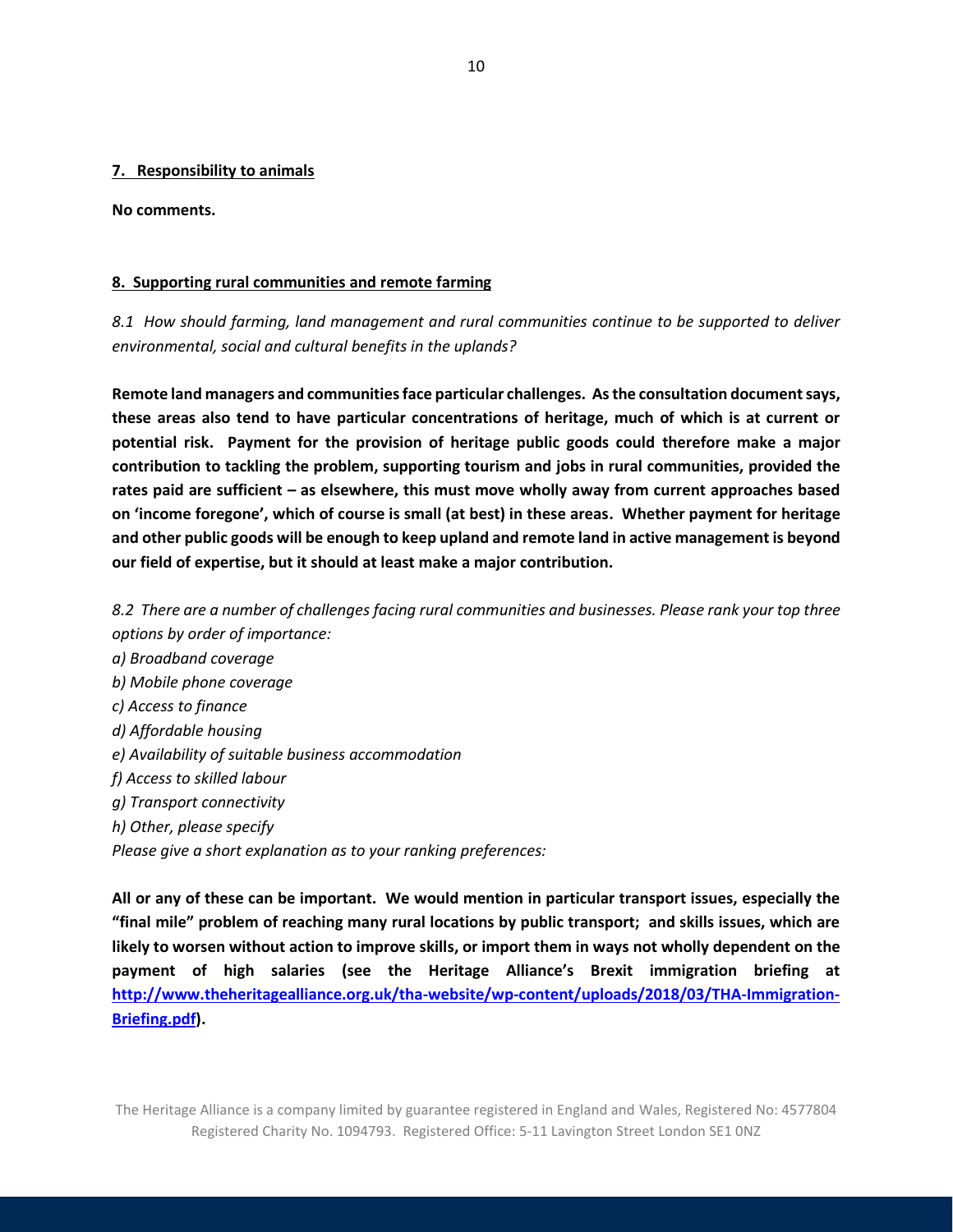## 7. Responsibility to animals

**No comments.**

## 8. Supporting rural communities and remote farming

*8.1 How should farming, land management and rural communities continue to be supported to deliver environmental, social and cultural benefits in the uplands?*

**Remote land managers and communities face particular challenges. As the consultation document says, these areas also tend to have particular concentrations of heritage, much of which is at current or potential risk. Payment for the provision of heritage public goods could therefore make a major contribution to tackling the problem, supporting tourism and jobs in rural communities, provided the rates paid are sufficient – as elsewhere, this must move wholly away from current approaches based on 'income foregone', which of course is small (at best) in these areas. Whether payment for heritage and other public goods will be enough to keep upland and remote land in active management is beyond our field of expertise, but it should at least make a major contribution.**

*8.2 There are a number of challenges facing rural communities and businesses. Please rank your top three options by order of importance:*
*a) Broadband coverage*
*b) Mobile phone coverage*
*c) Access to finance*
*d) Affordable housing*
*e) Availability of suitable business accommodation*
*f) Access to skilled labour*
*g) Transport connectivity*
*h) Other, please specify*
*Please give a short explanation as to your ranking preferences:*

**All or any of these can be important. We would mention in particular transport issues, especially the "final mile" problem of reaching many rural locations by public transport; and skills issues, which are likely to worsen without action to improve skills, or import them in ways not wholly dependent on the payment of high salaries (see the Heritage Alliance's Brexit immigration briefing at [http://www.theheritagealliance.org.uk/tha-website/wp-content/uploads/2018/03/THA-Immigration-Briefing.pdf](http://www.theheritagealliance.org.uk/tha-website/wp-content/uploads/2018/03/THA-Immigration-Briefing.pdf)).**

The Heritage Alliance is a company limited by guarantee registered in England and Wales, Registered No: 4577804
Registered Charity No. 1094793. Registered Office: 5-11 Lavington Street London SE1 0NZ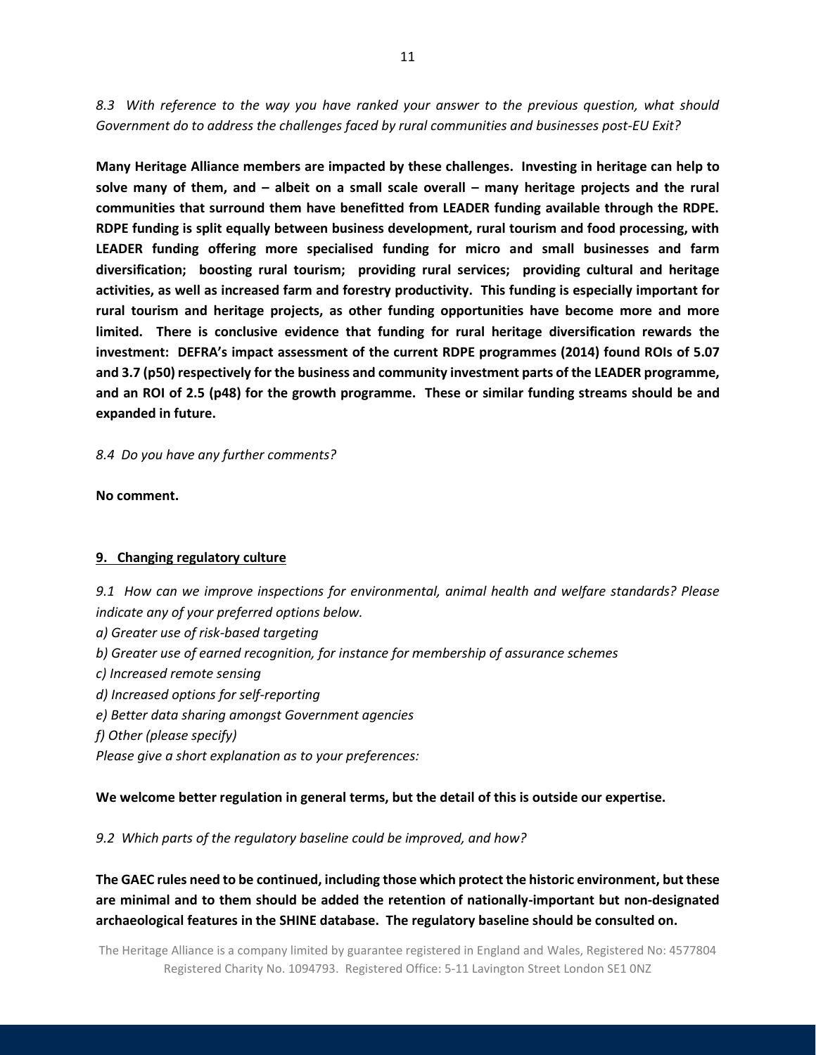*8.3 With reference to the way you have ranked your answer to the previous question, what should Government do to address the challenges faced by rural communities and businesses post-EU Exit?*

**Many Heritage Alliance members are impacted by these challenges. Investing in heritage can help to solve many of them, and – albeit on a small scale overall – many heritage projects and the rural communities that surround them have benefitted from LEADER funding available through the RDPE. RDPE funding is split equally between business development, rural tourism and food processing, with LEADER funding offering more specialised funding for micro and small businesses and farm diversification; boosting rural tourism; providing rural services; providing cultural and heritage activities, as well as increased farm and forestry productivity. This funding is especially important for rural tourism and heritage projects, as other funding opportunities have become more and more limited. There is conclusive evidence that funding for rural heritage diversification rewards the investment: DEFRA's impact assessment of the current RDPE programmes (2014) found ROIs of 5.07 and 3.7 (p50) respectively for the business and community investment parts of the LEADER programme, and an ROI of 2.5 (p48) for the growth programme. These or similar funding streams should be and expanded in future.**

*8.4 Do you have any further comments?*

**No comment.**

## 9. Changing regulatory culture

*9.1 How can we improve inspections for environmental, animal health and welfare standards? Please indicate any of your preferred options below.*

*a) Greater use of risk-based targeting*

*b) Greater use of earned recognition, for instance for membership of assurance schemes*

*c) Increased remote sensing*

*d) Increased options for self-reporting*

*e) Better data sharing amongst Government agencies*

*f) Other (please specify)*

*Please give a short explanation as to your preferences:*

**We welcome better regulation in general terms, but the detail of this is outside our expertise.**

*9.2 Which parts of the regulatory baseline could be improved, and how?*

**The GAEC rules need to be continued, including those which protect the historic environment, but these are minimal and to them should be added the retention of nationally-important but non-designated archaeological features in the SHINE database. The regulatory baseline should be consulted on.**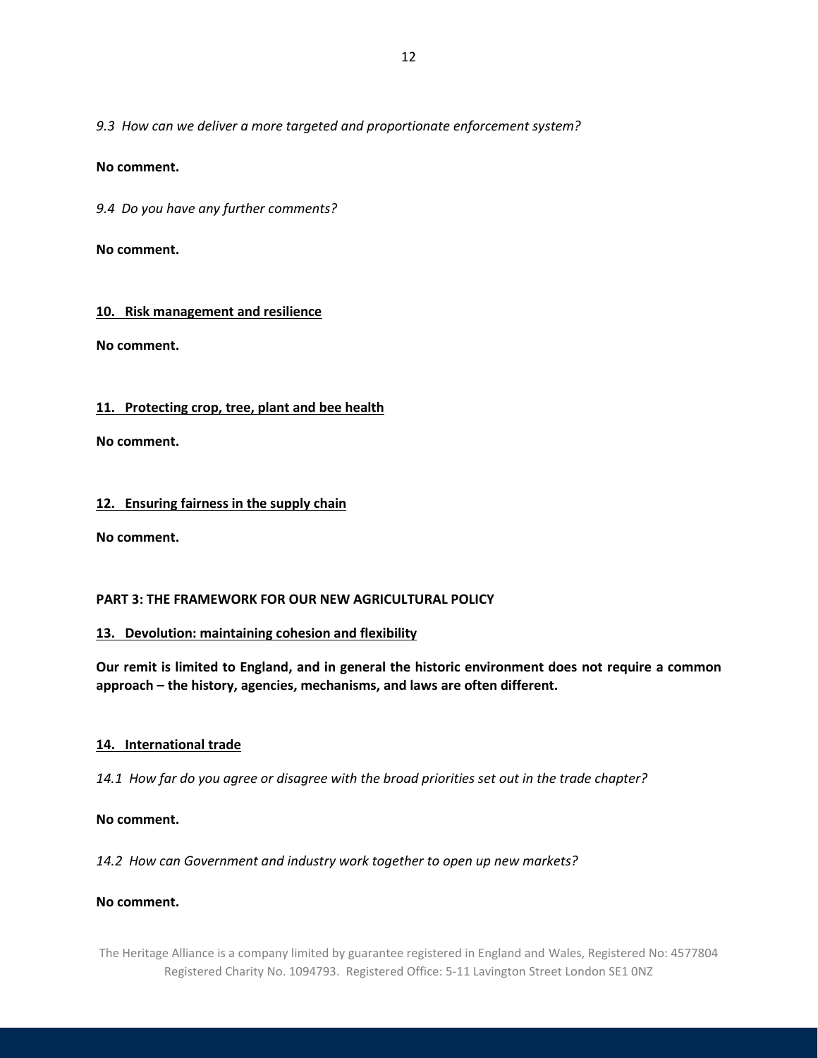*9.3 How can we deliver a more targeted and proportionate enforcement system?*

**No comment.**

*9.4 Do you have any further comments?*

**No comment.**

**<u>10. Risk management and resilience</u>**

**No comment.**

**<u>11. Protecting crop, tree, plant and bee health</u>**

**No comment.**

**<u>12. Ensuring fairness in the supply chain</u>**

**No comment.**

**PART 3: THE FRAMEWORK FOR OUR NEW AGRICULTURAL POLICY**

**<u>13. Devolution: maintaining cohesion and flexibility</u>**

**Our remit is limited to England, and in general the historic environment does not require a common approach – the history, agencies, mechanisms, and laws are often different.**

**<u>14. International trade</u>**

*14.1 How far do you agree or disagree with the broad priorities set out in the trade chapter?*

**No comment.**

*14.2 How can Government and industry work together to open up new markets?*

**No comment.**

The Heritage Alliance is a company limited by guarantee registered in England and Wales, Registered No: 4577804
Registered Charity No. 1094793. Registered Office: 5-11 Lavington Street London SE1 0NZ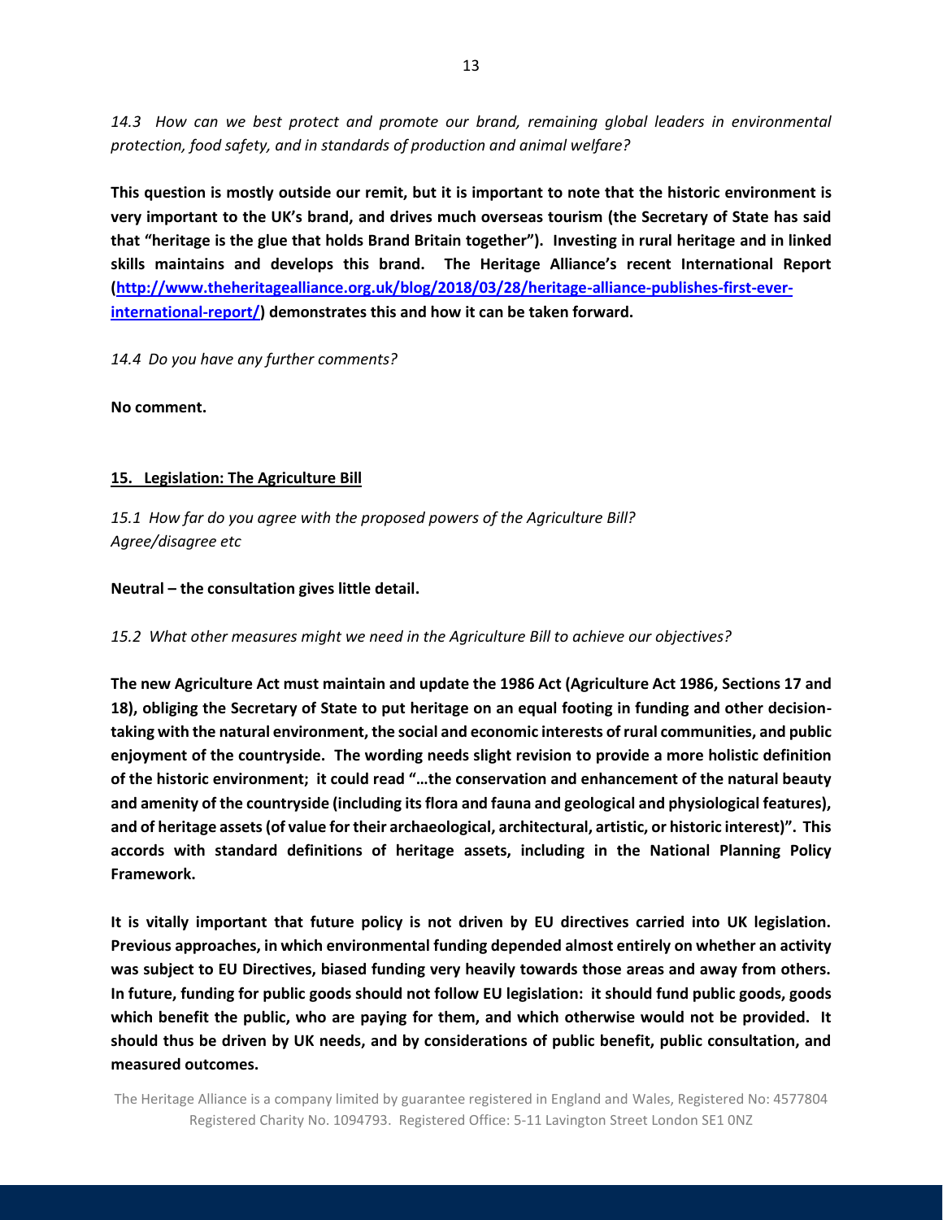*14.3 How can we best protect and promote our brand, remaining global leaders in environmental protection, food safety, and in standards of production and animal welfare?*

**This question is mostly outside our remit, but it is important to note that the historic environment is very important to the UK's brand, and drives much overseas tourism (the Secretary of State has said that "heritage is the glue that holds Brand Britain together"). Investing in rural heritage and in linked skills maintains and develops this brand. The Heritage Alliance's recent International Report ([http://www.theheritagealliance.org.uk/blog/2018/03/28/heritage-alliance-publishes-first-ever-international-report/](http://www.theheritagealliance.org.uk/blog/2018/03/28/heritage-alliance-publishes-first-ever-international-report/)) demonstrates this and how it can be taken forward.**

*14.4 Do you have any further comments?*

**No comment.**

## 15. Legislation: The Agriculture Bill

*15.1 How far do you agree with the proposed powers of the Agriculture Bill?*
*Agree/disagree etc*

**Neutral – the consultation gives little detail.**

*15.2 What other measures might we need in the Agriculture Bill to achieve our objectives?*

**The new Agriculture Act must maintain and update the 1986 Act (Agriculture Act 1986, Sections 17 and 18), obliging the Secretary of State to put heritage on an equal footing in funding and other decision-taking with the natural environment, the social and economic interests of rural communities, and public enjoyment of the countryside. The wording needs slight revision to provide a more holistic definition of the historic environment; it could read "…the conservation and enhancement of the natural beauty and amenity of the countryside (including its flora and fauna and geological and physiological features), and of heritage assets (of value for their archaeological, architectural, artistic, or historic interest)". This accords with standard definitions of heritage assets, including in the National Planning Policy Framework.**

**It is vitally important that future policy is not driven by EU directives carried into UK legislation. Previous approaches, in which environmental funding depended almost entirely on whether an activity was subject to EU Directives, biased funding very heavily towards those areas and away from others. In future, funding for public goods should not follow EU legislation: it should fund public goods, goods which benefit the public, who are paying for them, and which otherwise would not be provided. It should thus be driven by UK needs, and by considerations of public benefit, public consultation, and measured outcomes.**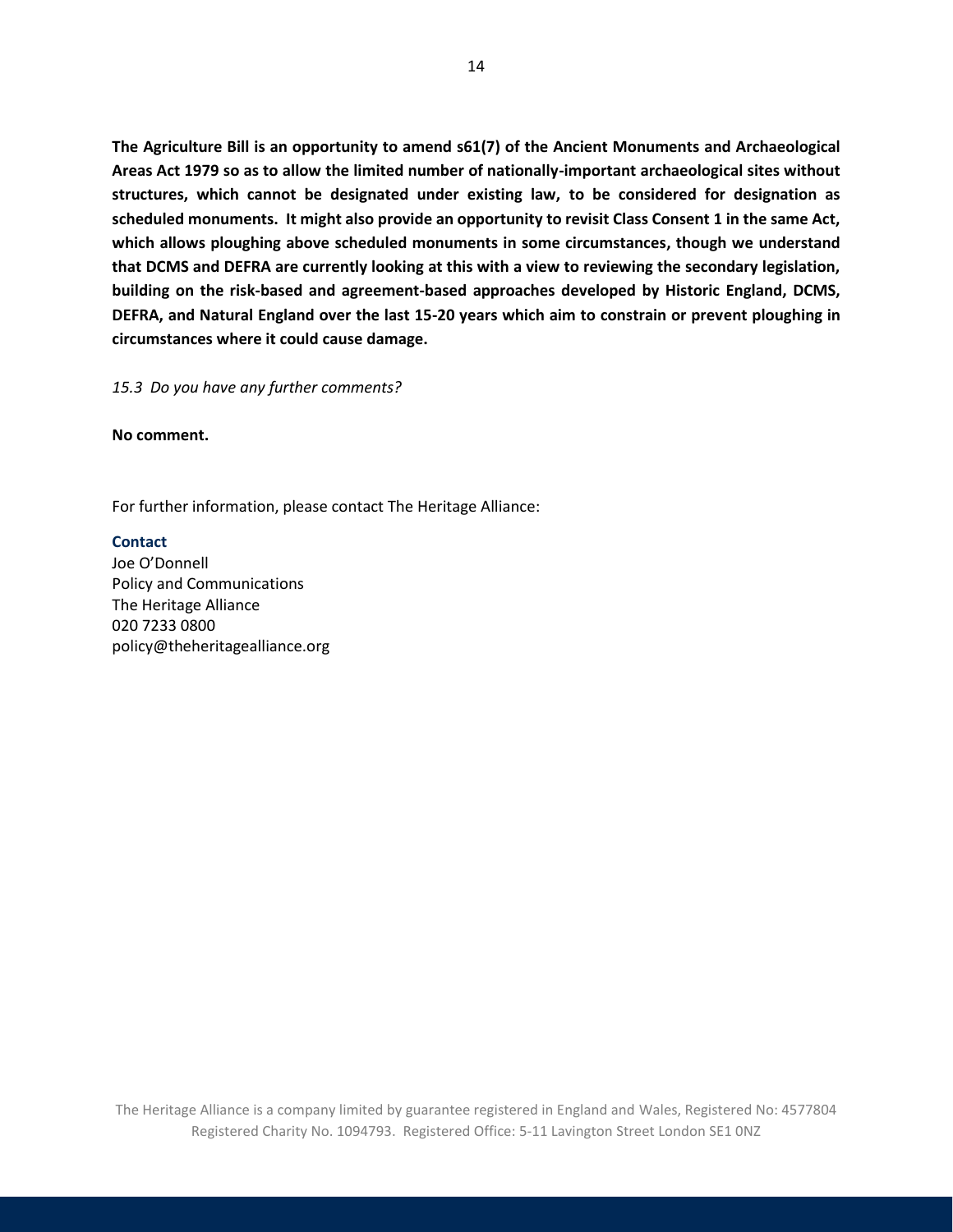**The Agriculture Bill is an opportunity to amend s61(7) of the Ancient Monuments and Archaeological Areas Act 1979 so as to allow the limited number of nationally-important archaeological sites without structures, which cannot be designated under existing law, to be considered for designation as scheduled monuments. It might also provide an opportunity to revisit Class Consent 1 in the same Act, which allows ploughing above scheduled monuments in some circumstances, though we understand that DCMS and DEFRA are currently looking at this with a view to reviewing the secondary legislation, building on the risk-based and agreement-based approaches developed by Historic England, DCMS, DEFRA, and Natural England over the last 15-20 years which aim to constrain or prevent ploughing in circumstances where it could cause damage.**

*15.3 Do you have any further comments?*

**No comment.**

For further information, please contact The Heritage Alliance:

**Contact**

Joe O'Donnell
Policy and Communications
The Heritage Alliance
020 7233 0800
policy@theheritagealliance.org

The Heritage Alliance is a company limited by guarantee registered in England and Wales, Registered No: 4577804
Registered Charity No. 1094793. Registered Office: 5-11 Lavington Street London SE1 0NZ